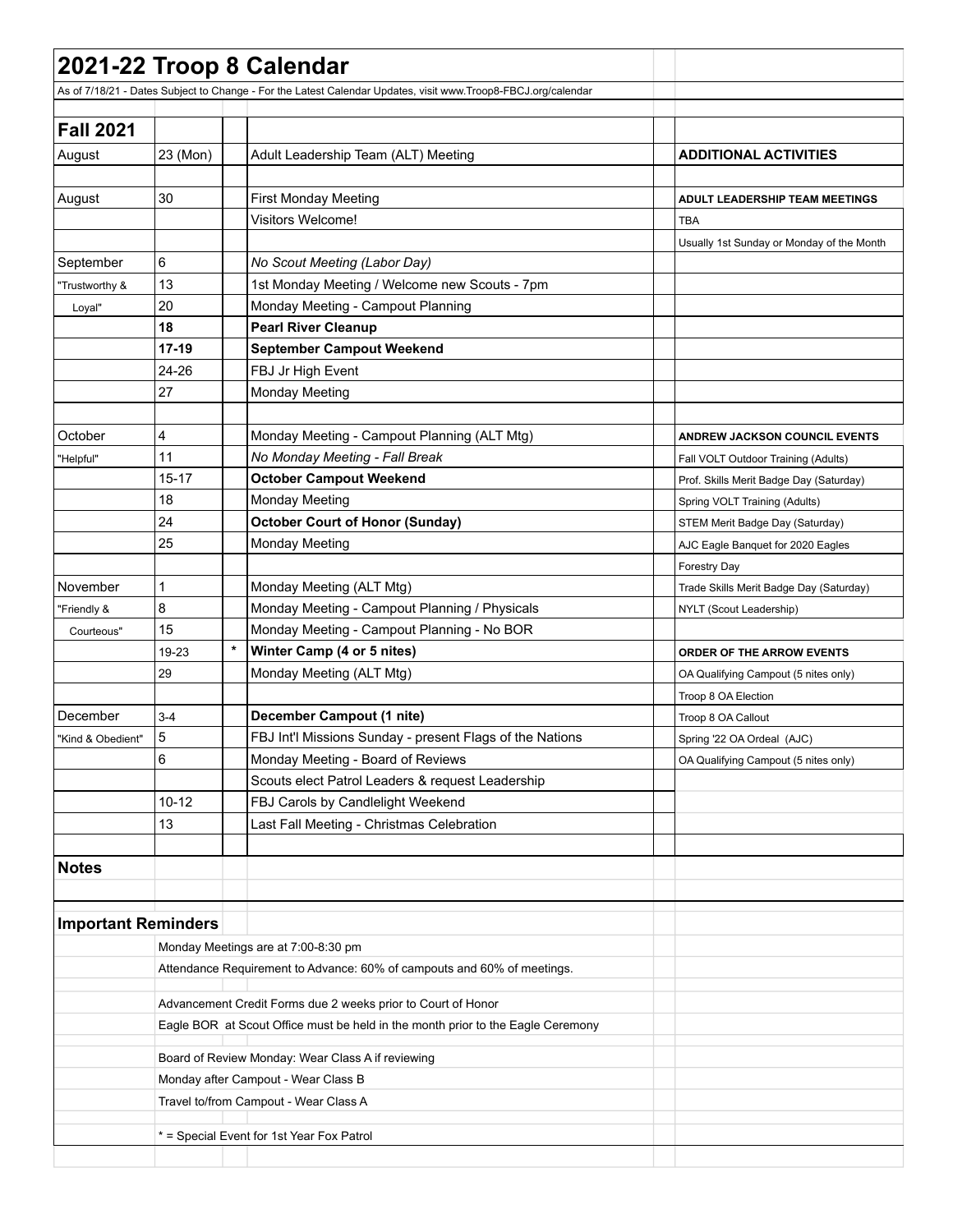# 2021-22 Troop 8 Calendar

As of 7/18/21 - Dates Subject to Change - For the Latest Calendar Updates, visit www.Troop8-FBCJ.org/calendar

## Fall 2021

| Month | Date | | Event | | Additional Activities |
|---|---|---|---|---|---|
| August | 23 (Mon) | | Adult Leadership Team (ALT) Meeting | | **ADDITIONAL ACTIVITIES** |
| | | | | | |
| August | 30 | | First Monday Meeting | | **ADULT LEADERSHIP TEAM MEETINGS** |
| | | | Visitors Welcome! | | TBA |
| | | | | | Usually 1st Sunday or Monday of the Month |
| September | 6 | | *No Scout Meeting (Labor Day)* | | |
| "Trustworthy & | 13 | | 1st Monday Meeting / Welcome new Scouts - 7pm | | |
| Loyal" | 20 | | Monday Meeting - Campout Planning | | |
| | **18** | | **Pearl River Cleanup** | | |
| | **17-19** | | **September Campout Weekend** | | |
| | 24-26 | | FBJ Jr High Event | | |
| | 27 | | Monday Meeting | | |
| | | | | | |
| October | 4 | | Monday Meeting - Campout Planning (ALT Mtg) | | **ANDREW JACKSON COUNCIL EVENTS** |
| "Helpful" | 11 | | *No Monday Meeting - Fall Break* | | Fall VOLT Outdoor Training (Adults) |
| | 15-17 | | **October Campout Weekend** | | Prof. Skills Merit Badge Day (Saturday) |
| | 18 | | Monday Meeting | | Spring VOLT Training (Adults) |
| | 24 | | **October Court of Honor (Sunday)** | | STEM Merit Badge Day (Saturday) |
| | 25 | | Monday Meeting | | AJC Eagle Banquet for 2020 Eagles |
| | | | | | Forestry Day |
| November | 1 | | Monday Meeting (ALT Mtg) | | Trade Skills Merit Badge Day (Saturday) |
| "Friendly & | 8 | | Monday Meeting - Campout Planning / Physicals | | NYLT (Scout Leadership) |
| Courteous" | 15 | | Monday Meeting - Campout Planning - No BOR | | |
| | 19-23 | * | **Winter Camp (4 or 5 nites)** | | **ORDER OF THE ARROW EVENTS** |
| | 29 | | Monday Meeting (ALT Mtg) | | OA Qualifying Campout (5 nites only) |
| | | | | | Troop 8 OA Election |
| December | 3-4 | | **December Campout (1 nite)** | | Troop 8 OA Callout |
| "Kind & Obedient" | 5 | | FBJ Int'l Missions Sunday - present Flags of the Nations | | Spring '22 OA Ordeal (AJC) |
| | 6 | | Monday Meeting - Board of Reviews | | OA Qualifying Campout (5 nites only) |
| | | | Scouts elect Patrol Leaders & request Leadership | | |
| | 10-12 | | FBJ Carols by Candlelight Weekend | | |
| | 13 | | Last Fall Meeting - Christmas Celebration | | |

## Notes

## Important Reminders

Monday Meetings are at 7:00-8:30 pm

Attendance Requirement to Advance: 60% of campouts and 60% of meetings.

Advancement Credit Forms due 2 weeks prior to Court of Honor

Eagle BOR at Scout Office must be held in the month prior to the Eagle Ceremony

Board of Review Monday: Wear Class A if reviewing

Monday after Campout - Wear Class B

Travel to/from Campout - Wear Class A

* = Special Event for 1st Year Fox Patrol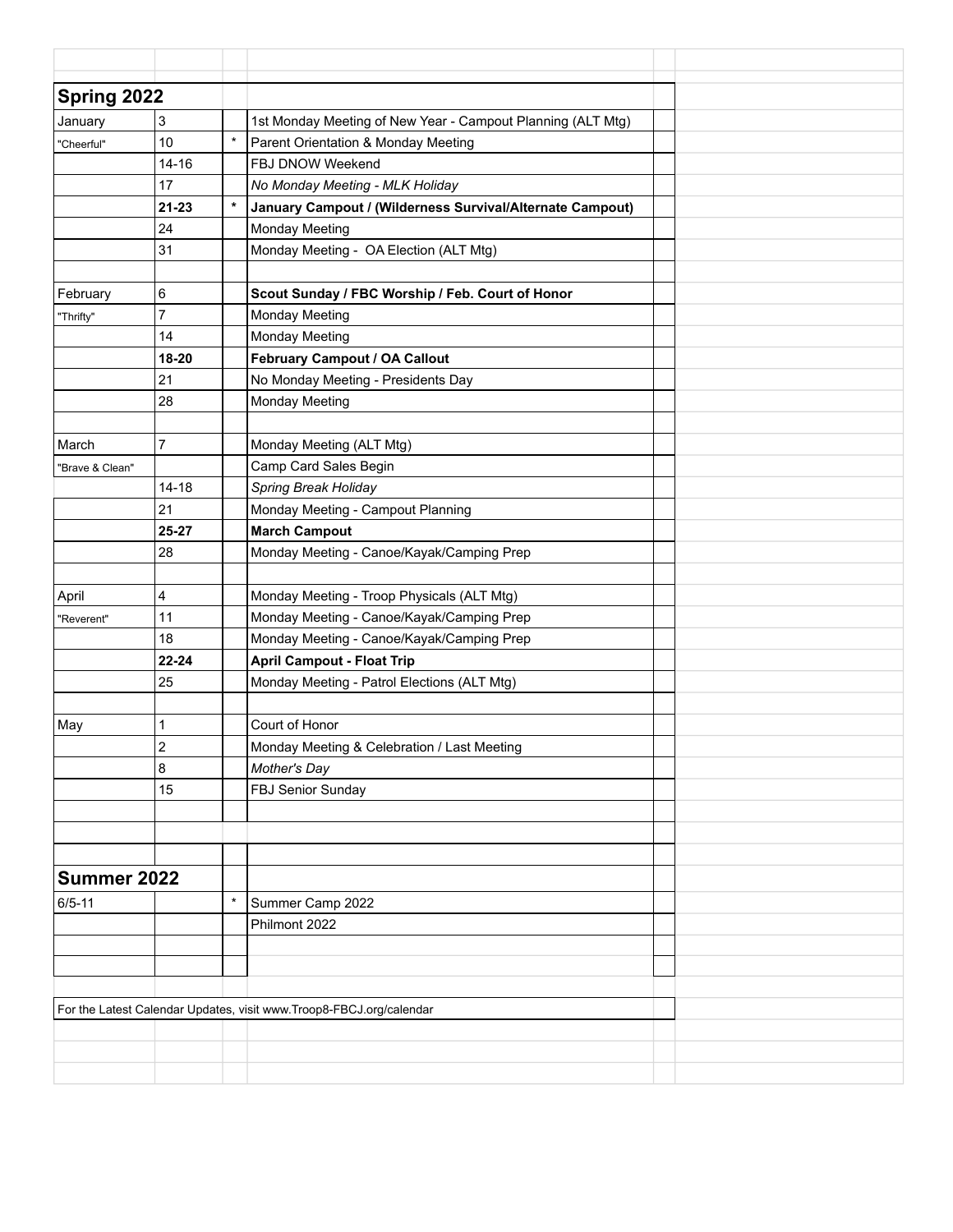## Spring 2022

| | | | |
|---|---|---|---|
| January | 3 | | 1st Monday Meeting of New Year - Campout Planning (ALT Mtg) |
| "Cheerful" | 10 | * | Parent Orientation & Monday Meeting |
| | 14-16 | | FBJ DNOW Weekend |
| | 17 | | *No Monday Meeting - MLK Holiday* |
| | **21-23** | * | **January Campout / (Wilderness Survival/Alternate Campout)** |
| | 24 | | Monday Meeting |
| | 31 | | Monday Meeting - OA Election (ALT Mtg) |
| | | | |
| February | 6 | | **Scout Sunday / FBC Worship / Feb. Court of Honor** |
| "Thrifty" | 7 | | Monday Meeting |
| | 14 | | Monday Meeting |
| | **18-20** | | **February Campout / OA Callout** |
| | 21 | | No Monday Meeting - Presidents Day |
| | 28 | | Monday Meeting |
| | | | |
| March | 7 | | Monday Meeting (ALT Mtg) |
| "Brave & Clean" | | | Camp Card Sales Begin |
| | 14-18 | | *Spring Break Holiday* |
| | 21 | | Monday Meeting - Campout Planning |
| | **25-27** | | **March Campout** |
| | 28 | | Monday Meeting - Canoe/Kayak/Camping Prep |
| | | | |
| April | 4 | | Monday Meeting - Troop Physicals (ALT Mtg) |
| "Reverent" | 11 | | Monday Meeting - Canoe/Kayak/Camping Prep |
| | 18 | | Monday Meeting - Canoe/Kayak/Camping Prep |
| | **22-24** | | **April Campout - Float Trip** |
| | 25 | | Monday Meeting - Patrol Elections (ALT Mtg) |
| | | | |
| May | 1 | | Court of Honor |
| | 2 | | Monday Meeting & Celebration / Last Meeting |
| | 8 | | *Mother's Day* |
| | 15 | | FBJ Senior Sunday |

## Summer 2022

| | | | |
|---|---|---|---|
| 6/5-11 | | * | Summer Camp 2022 |
| | | | Philmont 2022 |

For the Latest Calendar Updates, visit www.Troop8-FBCJ.org/calendar